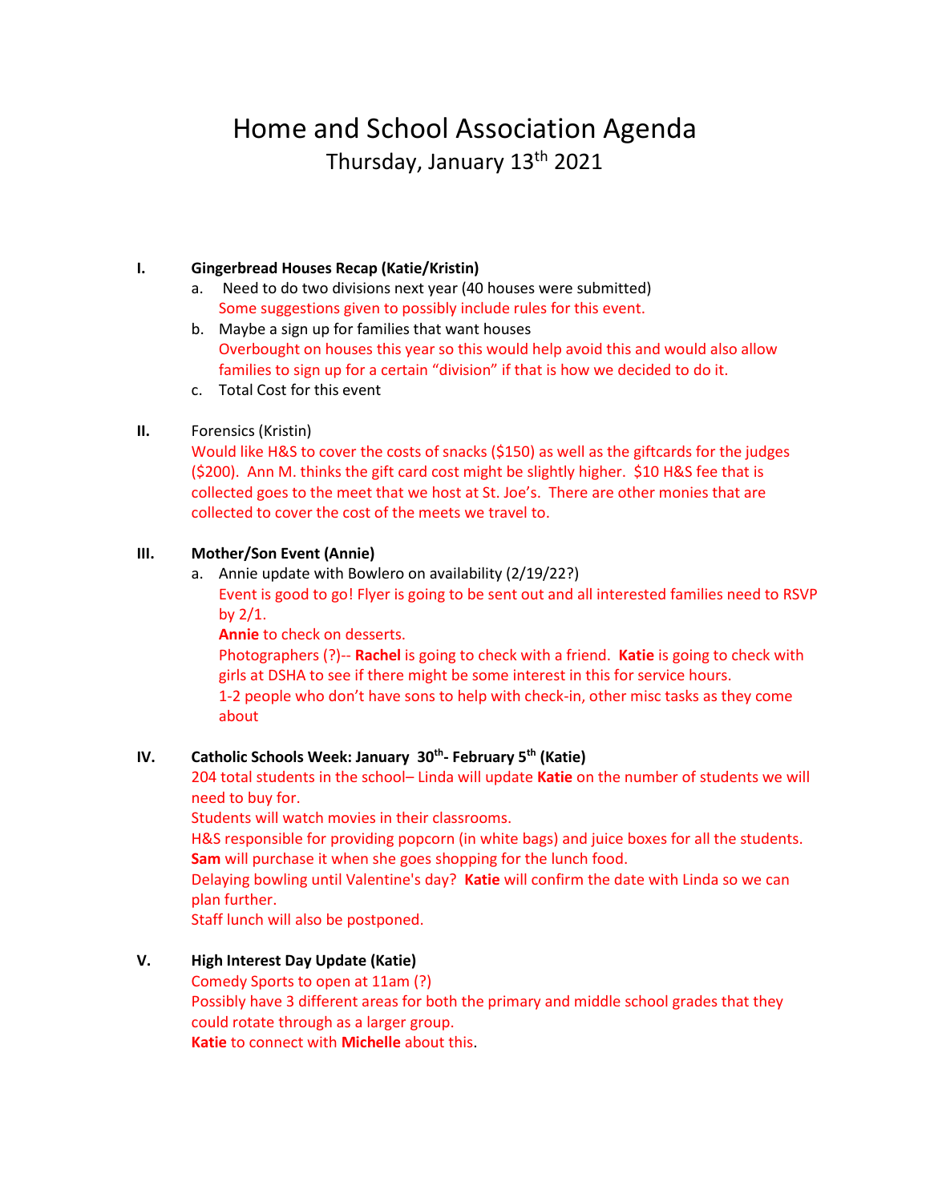# Home and School Association Agenda

Thursday, January 13th 2021

**I. Gingerbread Houses Recap (Katie/Kristin)**

a. Need to do two divisions next year (40 houses were submitted)
   Some suggestions given to possibly include rules for this event.

b. Maybe a sign up for families that want houses
   Overbought on houses this year so this would help avoid this and would also allow families to sign up for a certain "division" if that is how we decided to do it.

c. Total Cost for this event

**II.** Forensics (Kristin)

Would like H&S to cover the costs of snacks ($150) as well as the giftcards for the judges ($200). Ann M. thinks the gift card cost might be slightly higher. $10 H&S fee that is collected goes to the meet that we host at St. Joe's. There are other monies that are collected to cover the cost of the meets we travel to.

**III. Mother/Son Event (Annie)**

a. Annie update with Bowlero on availability (2/19/22?)
   Event is good to go! Flyer is going to be sent out and all interested families need to RSVP by 2/1.
   **Annie** to check on desserts.
   Photographers (?)-- **Rachel** is going to check with a friend. **Katie** is going to check with girls at DSHA to see if there might be some interest in this for service hours.
   1-2 people who don't have sons to help with check-in, other misc tasks as they come about

**IV. Catholic Schools Week: January 30th- February 5th (Katie)**

204 total students in the school– Linda will update **Katie** on the number of students we will need to buy for.
Students will watch movies in their classrooms.
H&S responsible for providing popcorn (in white bags) and juice boxes for all the students. **Sam** will purchase it when she goes shopping for the lunch food.
Delaying bowling until Valentine's day? **Katie** will confirm the date with Linda so we can plan further.
Staff lunch will also be postponed.

**V. High Interest Day Update (Katie)**

Comedy Sports to open at 11am (?)
Possibly have 3 different areas for both the primary and middle school grades that they could rotate through as a larger group.
**Katie** to connect with **Michelle** about this.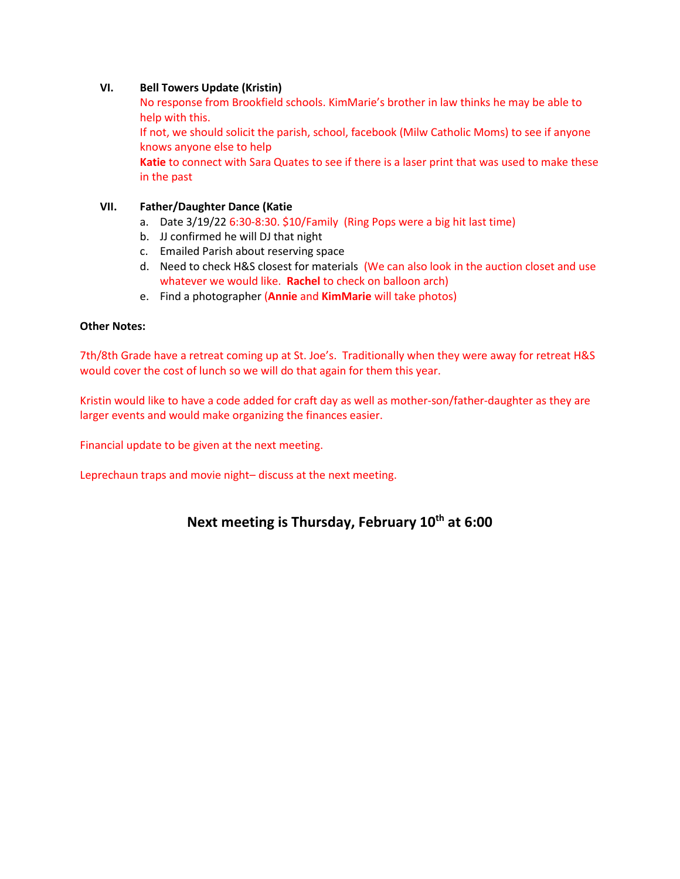**VI. Bell Towers Update (Kristin)**

No response from Brookfield schools. KimMarie's brother in law thinks he may be able to help with this.

If not, we should solicit the parish, school, facebook (Milw Catholic Moms) to see if anyone knows anyone else to help

**Katie** to connect with Sara Quates to see if there is a laser print that was used to make these in the past

**VII. Father/Daughter Dance (Katie**

a. Date 3/19/22 6:30-8:30. $10/Family (Ring Pops were a big hit last time)
b. JJ confirmed he will DJ that night
c. Emailed Parish about reserving space
d. Need to check H&S closest for materials (We can also look in the auction closet and use whatever we would like. **Rachel** to check on balloon arch)
e. Find a photographer (**Annie** and **KimMarie** will take photos)

**Other Notes:**

7th/8th Grade have a retreat coming up at St. Joe's. Traditionally when they were away for retreat H&S would cover the cost of lunch so we will do that again for them this year.

Kristin would like to have a code added for craft day as well as mother-son/father-daughter as they are larger events and would make organizing the finances easier.

Financial update to be given at the next meeting.

Leprechaun traps and movie night– discuss at the next meeting.

**Next meeting is Thursday, February 10th at 6:00**